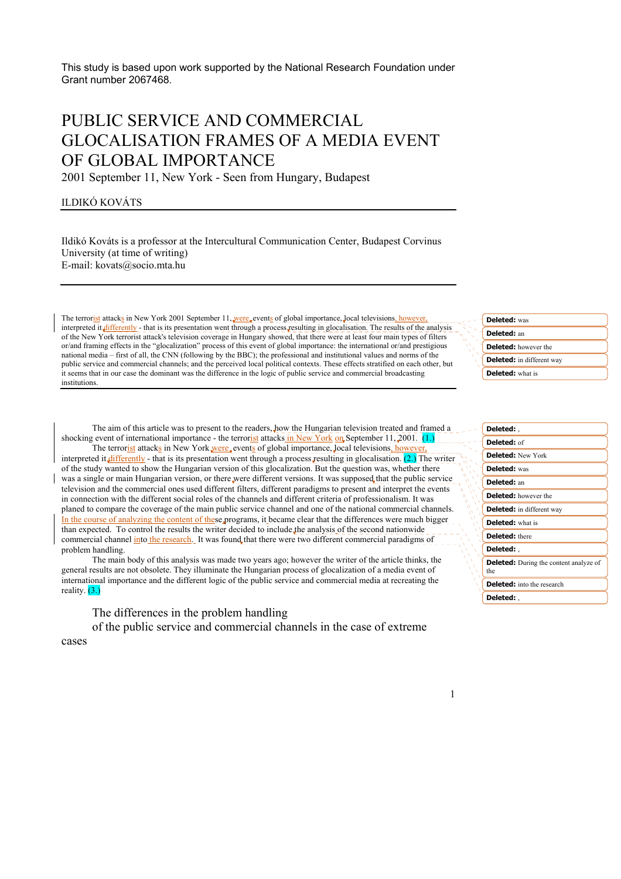This study is based upon work supported by the National Research Foundation under Grant number 2067468.

# PUBLIC SERVICE AND COMMERCIAL GLOCALISATION FRAMES OF A MEDIA EVENT OF GLOBAL IMPORTANCE

2001 September 11, New York - Seen from Hungary, Budapest

ILDIKÓ KOVÁTS

Ildikó Kováts is a professor at the Intercultural Communication Center, Budapest Corvinus University (at time of writing)
E-mail: kovats@socio.mta.hu

The terrorist attacks in New York 2001 September 11, were events of global importance, local televisions, however, interpreted it differently - that is its presentation went through a process resulting in glocalisation. The results of the analysis of the New York terrorist attack's television coverage in Hungary showed, that there were at least four main types of filters or/and framing effects in the "glocalization" process of this event of global importance: the international or/and prestigious national media – first of all, the CNN (following by the BBC); the professional and institutional values and norms of the public service and commercial channels; and the perceived local political contexts. These effects stratified on each other, but it seems that in our case the dominant was the difference in the logic of public service and commercial broadcasting institutions.

The aim of this article was to present to the readers, how the Hungarian television treated and framed a shocking event of international importance - the terrorist attacks in New York on September 11, 2001. (1.)

The terrorist attacks in New York were events of global importance, local televisions, however, interpreted it differently - that is its presentation went through a process resulting in glocalisation. (2.) The writer of the study wanted to show the Hungarian version of this glocalization. But the question was, whether there was a single or main Hungarian version, or there were different versions. It was supposed that the public service television and the commercial ones used different filters, different paradigms to present and interpret the events in connection with the different social roles of the channels and different criteria of professionalism. It was planed to compare the coverage of the main public service channel and one of the national commercial channels. In the course of analyzing the content of these programs, it became clear that the differences were much bigger than expected. To control the results the writer decided to include the analysis of the second nationwide commercial channel into the research. It was found that there were two different commercial paradigms of problem handling.

The main body of this analysis was made two years ago; however the writer of the article thinks, the general results are not obsolete. They illuminate the Hungarian process of glocalization of a media event of international importance and the different logic of the public service and commercial media at recreating the reality. (3.)

## The differences in the problem handling of the public service and commercial channels in the case of extreme cases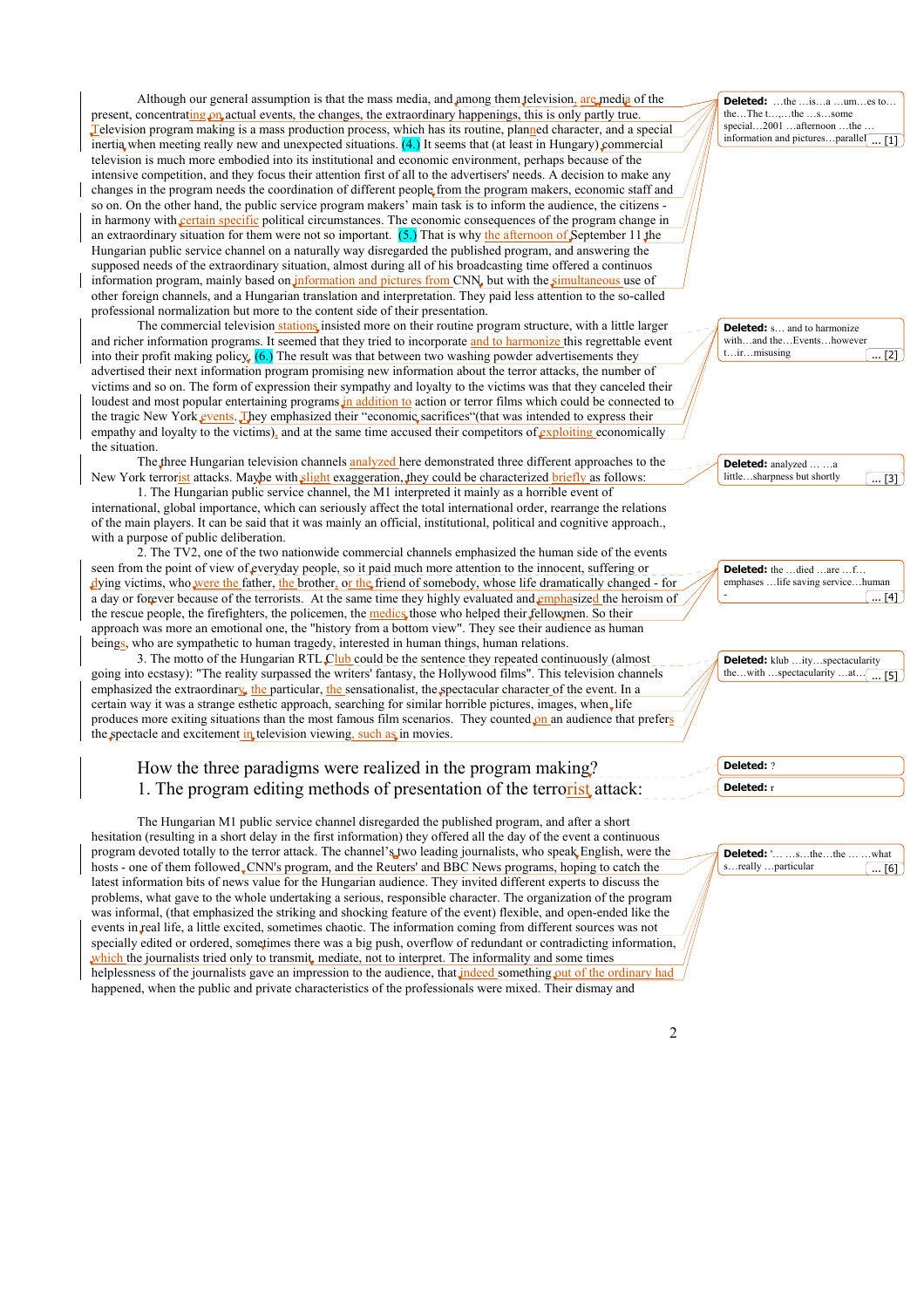Although our general assumption is that the mass media, and among them television, are media of the present, concentrating on actual events, the changes, the extraordinary happenings, this is only partly true. Television program making is a mass production process, which has its routine, planned character, and a special inertia when meeting really new and unexpected situations. (4.) It seems that (at least in Hungary) commercial television is much more embodied into its institutional and economic environment, perhaps because of the intensive competition, and they focus their attention first of all to the advertisers' needs. A decision to make any changes in the program needs the coordination of different people from the program makers, economic staff and so on. On the other hand, the public service program makers' main task is to inform the audience, the citizens - in harmony with certain specific political circumstances. The economic consequences of the program change in an extraordinary situation for them were not so important. (5.) That is why the afternoon of September 11 the Hungarian public service channel on a naturally way disregarded the published program, and answering the supposed needs of the extraordinary situation, almost during all of his broadcasting time offered a continuos information program, mainly based on information and pictures from CNN, but with the simultaneous use of other foreign channels, and a Hungarian translation and interpretation. They paid less attention to the so-called professional normalization but more to the content side of their presentation.

The commercial television stations insisted more on their routine program structure, with a little larger and richer information programs. It seemed that they tried to incorporate and to harmonize this regrettable event into their profit making policy. (6.) The result was that between two washing powder advertisements they advertised their next information program promising new information about the terror attacks, the number of victims and so on. The form of expression their sympathy and loyalty to the victims was that they canceled their loudest and most popular entertaining programs in addition to action or terror films which could be connected to the tragic New York events. They emphasized their "economic sacrifices"(that was intended to express their empathy and loyalty to the victims), and at the same time accused their competitors of exploiting economically the situation.

The three Hungarian television channels analyzed here demonstrated three different approaches to the New York terrorist attacks. Maybe with slight exaggeration, they could be characterized briefly as follows:

1. The Hungarian public service channel, the M1 interpreted it mainly as a horrible event of international, global importance, which can seriously affect the total international order, rearrange the relations of the main players. It can be said that it was mainly an official, institutional, political and cognitive approach., with a purpose of public deliberation.

2. The TV2, one of the two nationwide commercial channels emphasized the human side of the events seen from the point of view of everyday people, so it paid much more attention to the innocent, suffering or dying victims, who were the father, the brother, or the friend of somebody, whose life dramatically changed - for a day or forever because of the terrorists. At the same time they highly evaluated and emphasized the heroism of the rescue people, the firefighters, the policemen, the medics those who helped their fellowmen. So their approach was more an emotional one, the "history from a bottom view". They see their audience as human beings, who are sympathetic to human tragedy, interested in human things, human relations.

3. The motto of the Hungarian RTL Club could be the sentence they repeated continuously (almost going into ecstasy): "The reality surpassed the writers' fantasy, the Hollywood films". This television channels emphasized the extraordinary, the particular, the sensationalist, the spectacular character of the event. In a certain way it was a strange esthetic approach, searching for similar horrible pictures, images, when life produces more exiting situations than the most famous film scenarios. They counted on an audience that prefers the spectacle and excitement in television viewing, such as in movies.

## How the three paradigms were realized in the program making?

## 1. The program editing methods of presentation of the terrorist attack:

The Hungarian M1 public service channel disregarded the published program, and after a short hesitation (resulting in a short delay in the first information) they offered all the day of the event a continuous program devoted totally to the terror attack. The channel's two leading journalists, who speak English, were the hosts - one of them followed CNN's program, and the Reuters' and BBC News programs, hoping to catch the latest information bits of news value for the Hungarian audience. They invited different experts to discuss the problems, what gave to the whole undertaking a serious, responsible character. The organization of the program was informal, (that emphasized the striking and shocking feature of the event) flexible, and open-ended like the events in real life, a little excited, sometimes chaotic. The information coming from different sources was not specially edited or ordered, sometimes there was a big push, overflow of redundant or contradicting information, which the journalists tried only to transmit, mediate, not to interpret. The informality and some times helplessness of the journalists gave an impression to the audience, that indeed something out of the ordinary had happened, when the public and private characteristics of the professionals were mixed. Their dismay and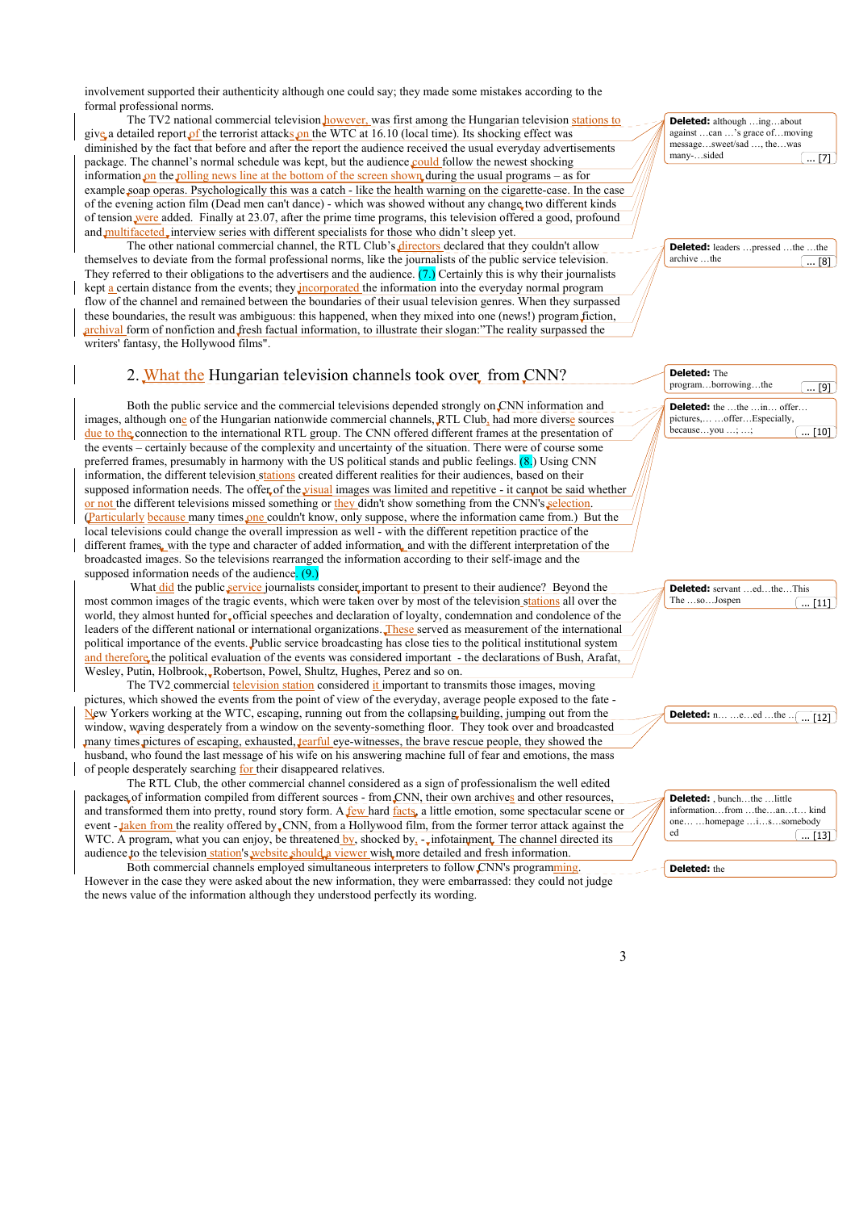involvement supported their authenticity although one could say; they made some mistakes according to the formal professional norms.

The TV2 national commercial television however, was first among the Hungarian television stations to give a detailed report of the terrorist attacks on the WTC at 16.10 (local time). Its shocking effect was diminished by the fact that before and after the report the audience received the usual everyday advertisements package. The channel's normal schedule was kept, but the audience could follow the newest shocking information on the rolling news line at the bottom of the screen shown during the usual programs – as for example soap operas. Psychologically this was a catch - like the health warning on the cigarette-case. In the case of the evening action film (Dead men can't dance) - which was showed without any change two different kinds of tension were added. Finally at 23.07, after the prime time programs, this television offered a good, profound and multifaceted interview series with different specialists for those who didn't sleep yet.

The other national commercial channel, the RTL Club's directors declared that they couldn't allow themselves to deviate from the formal professional norms, like the journalists of the public service television. They referred to their obligations to the advertisers and the audience. (7.) Certainly this is why their journalists kept a certain distance from the events; they incorporated the information into the everyday normal program flow of the channel and remained between the boundaries of their usual television genres. When they surpassed these boundaries, the result was ambiguous: this happened, when they mixed into one (news!) program fiction, archival form of nonfiction and fresh factual information, to illustrate their slogan:"The reality surpassed the writers' fantasy, the Hollywood films".

## 2. What the Hungarian television channels took over from CNN?

Both the public service and the commercial televisions depended strongly on CNN information and images, although one of the Hungarian nationwide commercial channels, RTL Club, had more diverse sources due to the connection to the international RTL group. The CNN offered different frames at the presentation of the events – certainly because of the complexity and uncertainty of the situation. There were of course some preferred frames, presumably in harmony with the US political stands and public feelings. (8.) Using CNN information, the different television stations created different realities for their audiences, based on their supposed information needs. The offer of the visual images was limited and repetitive - it cannot be said whether or not the different televisions missed something or they didn't show something from the CNN's selection. (Particularly because many times one couldn't know, only suppose, where the information came from.) But the local televisions could change the overall impression as well - with the different repetition practice of the different frames, with the type and character of added information, and with the different interpretation of the broadcasted images. So the televisions rearranged the information according to their self-image and the supposed information needs of the audience. (9.)

What did the public service journalists consider important to present to their audience? Beyond the most common images of the tragic events, which were taken over by most of the television stations all over the world, they almost hunted for official speeches and declaration of loyalty, condemnation and condolence of the leaders of the different national or international organizations. These served as measurement of the international political importance of the events. Public service broadcasting has close ties to the political institutional system and therefore the political evaluation of the events was considered important - the declarations of Bush, Arafat, Wesley, Putin, Holbrook, Robertson, Powel, Shultz, Hughes, Perez and so on.

The TV2 commercial television station considered it important to transmits those images, moving pictures, which showed the events from the point of view of the everyday, average people exposed to the fate - New Yorkers working at the WTC, escaping, running out from the collapsing building, jumping out from the window, waving desperately from a window on the seventy-something floor. They took over and broadcasted many times pictures of escaping, exhausted, fearful eye-witnesses, the brave rescue people, they showed the husband, who found the last message of his wife on his answering machine full of fear and emotions, the mass of people desperately searching for their disappeared relatives.

The RTL Club, the other commercial channel considered as a sign of professionalism the well edited packages of information compiled from different sources - from CNN, their own archives and other resources, and transformed them into pretty, round story form. A few hard facts, a little emotion, some spectacular scene or event - taken from the reality offered by CNN, from a Hollywood film, from the former terror attack against the WTC. A program, what you can enjoy, be threatened by, shocked by, - infotainment. The channel directed its audience to the television station's website should a viewer wish more detailed and fresh information.

Both commercial channels employed simultaneous interpreters to follow CNN's programming. However in the case they were asked about the new information, they were embarrassed: they could not judge the news value of the information although they understood perfectly its wording.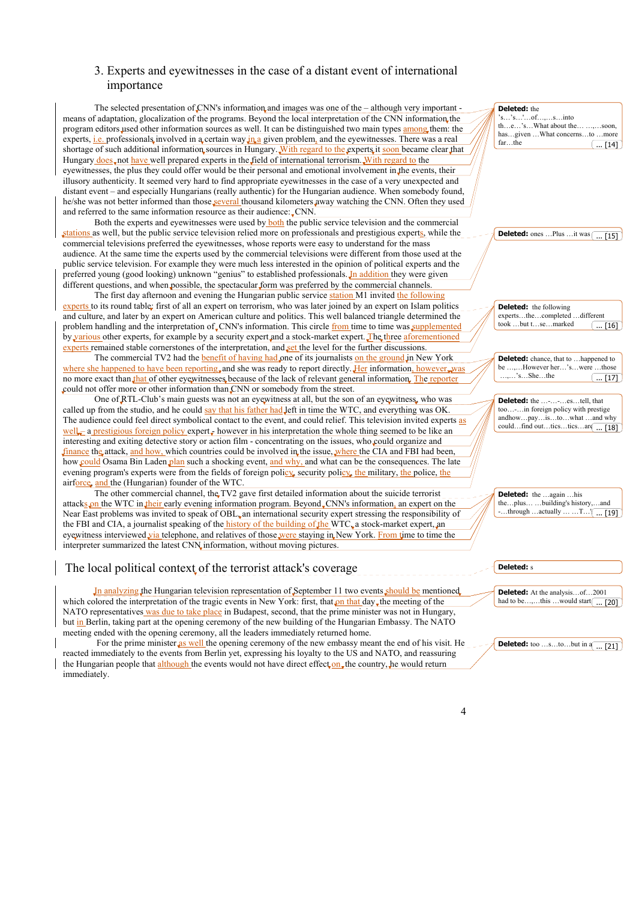## 3. Experts and eyewitnesses in the case of a distant event of international importance

The selected presentation of CNN's information and images was one of the – although very important - means of adaptation, glocalization of the programs. Beyond the local interpretation of the CNN information the program editors used other information sources as well. It can be distinguished two main types among them: the experts, i.e. professionals involved in a certain way in a given problem, and the eyewitnesses. There was a real shortage of such additional information sources in Hungary. With regard to the experts it soon became clear that Hungary does not have well prepared experts in the field of international terrorism. With regard to the eyewitnesses, the plus they could offer would be their personal and emotional involvement in the events, their illusory authenticity. It seemed very hard to find appropriate eyewitnesses in the case of a very unexpected and distant event – and especially Hungarians (really authentic) for the Hungarian audience. When somebody found, he/she was not better informed than those several thousand kilometers away watching the CNN. Often they used and referred to the same information resource as their audience: CNN.

Both the experts and eyewitnesses were used by both the public service television and the commercial stations as well, but the public service television relied more on professionals and prestigious experts, while the commercial televisions preferred the eyewitnesses, whose reports were easy to understand for the mass audience. At the same time the experts used by the commercial televisions were different from those used at the public service television. For example they were much less interested in the opinion of political experts and the preferred young (good looking) unknown "genius" to established professionals. In addition they were given different questions, and when possible, the spectacular form was preferred by the commercial channels.

The first day afternoon and evening the Hungarian public service station M1 invited the following experts to its round table: first of all an expert on terrorism, who was later joined by an expert on Islam politics and culture, and later by an expert on American culture and politics. This well balanced triangle determined the problem handling and the interpretation of CNN's information. This circle from time to time was supplemented by various other experts, for example by a security expert and a stock-market expert. The three aforementioned experts remained stable cornerstones of the interpretation, and set the level for the further discussions.

The commercial TV2 had the benefit of having had one of its journalists on the ground in New York where she happened to have been reporting, and she was ready to report directly. Her information, however, was no more exact than that of other eyewitnesses because of the lack of relevant general information. The reporter could not offer more or other information than CNN or somebody from the street.

One of RTL-Club's main guests was not an eyewitness at all, but the son of an eyewitness, who was called up from the studio, and he could say that his father had left in time the WTC, and everything was OK. The audience could feel direct symbolical contact to the event, and could relief. This television invited experts as well – a prestigious foreign policy expert – however in his interpretation the whole thing seemed to be like an interesting and exiting detective story or action film - concentrating on the issues, who could organize and finance the attack, and how, which countries could be involved in the issue, where the CIA and FBI had been, how could Osama Bin Laden plan such a shocking event, and why, and what can be the consequences. The late evening program's experts were from the fields of foreign policy, security policy, the military, the police, the airforce, and the (Hungarian) founder of the WTC.

The other commercial channel, the TV2 gave first detailed information about the suicide terrorist attacks on the WTC in their early evening information program. Beyond CNN's information, an expert on the Near East problems was invited to speak of OBL, an international security expert stressing the responsibility of the FBI and CIA, a journalist speaking of the history of the building of the WTC, a stock-market expert, an eyewitness interviewed via telephone, and relatives of those were staying in New York. From time to time the interpreter summarized the latest CNN information, without moving pictures.

## The local political context of the terrorist attack's coverage

In analyzing the Hungarian television representation of September 11 two events should be mentioned, which colored the interpretation of the tragic events in New York: first, that on that day the meeting of the NATO representatives was due to take place in Budapest, second, that the prime minister was not in Hungary, but in Berlin, taking part at the opening ceremony of the new building of the Hungarian Embassy. The NATO meeting ended with the opening ceremony, all the leaders immediately returned home.

For the prime minister as well the opening ceremony of the new embassy meant the end of his visit. He reacted immediately to the events from Berlin yet, expressing his loyalty to the US and NATO, and reassuring the Hungarian people that although the events would not have direct effect on the country, he would return immediately.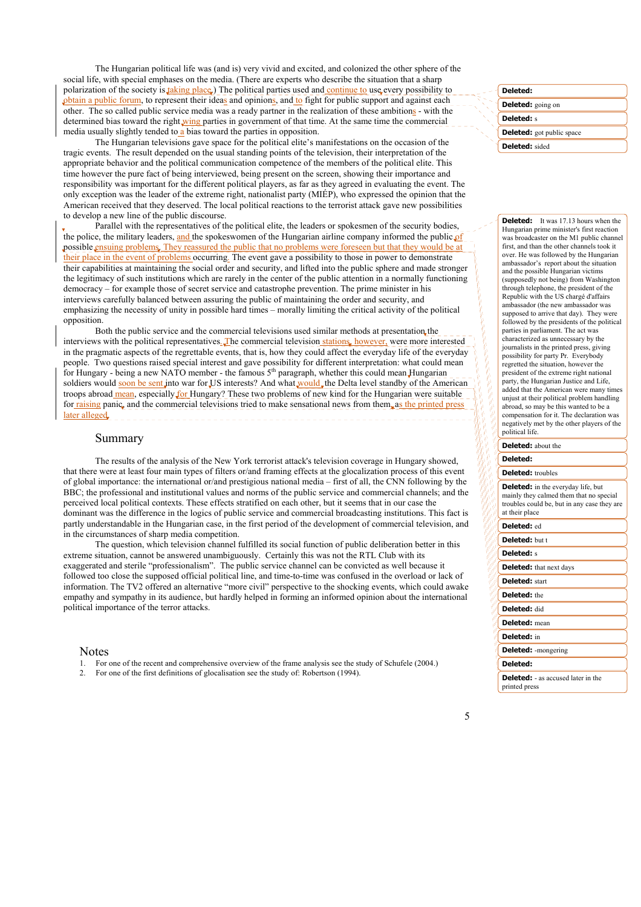The Hungarian political life was (and is) very vivid and excited, and colonized the other sphere of the social life, with special emphases on the media. (There are experts who describe the situation that a sharp polarization of the society is taking place.) The political parties used and continue to use every possibility to obtain a public forum, to represent their ideas and opinions, and to fight for public support and against each other. The so called public service media was a ready partner in the realization of these ambitions - with the determined bias toward the right wing parties in government of that time. At the same time the commercial media usually slightly tended to a bias toward the parties in opposition.

The Hungarian televisions gave space for the political elite's manifestations on the occasion of the tragic events. The result depended on the usual standing points of the television, their interpretation of the appropriate behavior and the political communication competence of the members of the political elite. This time however the pure fact of being interviewed, being present on the screen, showing their importance and responsibility was important for the different political players, as far as they agreed in evaluating the event. The only exception was the leader of the extreme right, nationalist party (MIÉP), who expressed the opinion that the American received that they deserved. The local political reactions to the terrorist attack gave new possibilities to develop a new line of the public discourse.

Parallel with the representatives of the political elite, the leaders or spokesmen of the security bodies, the police, the military leaders, and the spokeswomen of the Hungarian airline company informed the public of possible ensuing problems. They reassured the public that no problems were foreseen but that they would be at their place in the event of problems occurring. The event gave a possibility to those in power to demonstrate their capabilities at maintaining the social order and security, and lifted into the public sphere and made stronger the legitimacy of such institutions which are rarely in the center of the public attention in a normally functioning democracy – for example those of secret service and catastrophe prevention. The prime minister in his interviews carefully balanced between assuring the public of maintaining the order and security, and emphasizing the necessity of unity in possible hard times – morally limiting the critical activity of the political opposition.

Both the public service and the commercial televisions used similar methods at presentation the interviews with the political representatives. The commercial television stations, however, were more interested in the pragmatic aspects of the regrettable events, that is, how they could affect the everyday life of the everyday people. Two questions raised special interest and gave possibility for different interpretation: what could mean for Hungary - being a new NATO member - the famous 5th paragraph, whether this could mean Hungarian soldiers would soon be sent into war for US interests? And what would the Delta level standby of the American troops abroad mean, especially for Hungary? These two problems of new kind for the Hungarian were suitable for raising panic, and the commercial televisions tried to make sensational news from them, as the printed press later alleged.

## Summary

The results of the analysis of the New York terrorist attack's television coverage in Hungary showed, that there were at least four main types of filters or/and framing effects at the glocalization process of this event of global importance: the international or/and prestigious national media – first of all, the CNN following by the BBC; the professional and institutional values and norms of the public service and commercial channels; and the perceived local political contexts. These effects stratified on each other, but it seems that in our case the dominant was the difference in the logics of public service and commercial broadcasting institutions. This fact is partly understandable in the Hungarian case, in the first period of the development of commercial television, and in the circumstances of sharp media competition.

The question, which television channel fulfilled its social function of public deliberation better in this extreme situation, cannot be answered unambiguously. Certainly this was not the RTL Club with its exaggerated and sterile "professionalism". The public service channel can be convicted as well because it followed too close the supposed official political line, and time-to-time was confused in the overload or lack of information. The TV2 offered an alternative "more civil" perspective to the shocking events, which could awake empathy and sympathy in its audience, but hardly helped in forming an informed opinion about the international political importance of the terror attacks.

## Notes

1. For one of the recent and comprehensive overview of the frame analysis see the study of Schufele (2004.)
2. For one of the first definitions of glocalisation see the study of: Robertson (1994).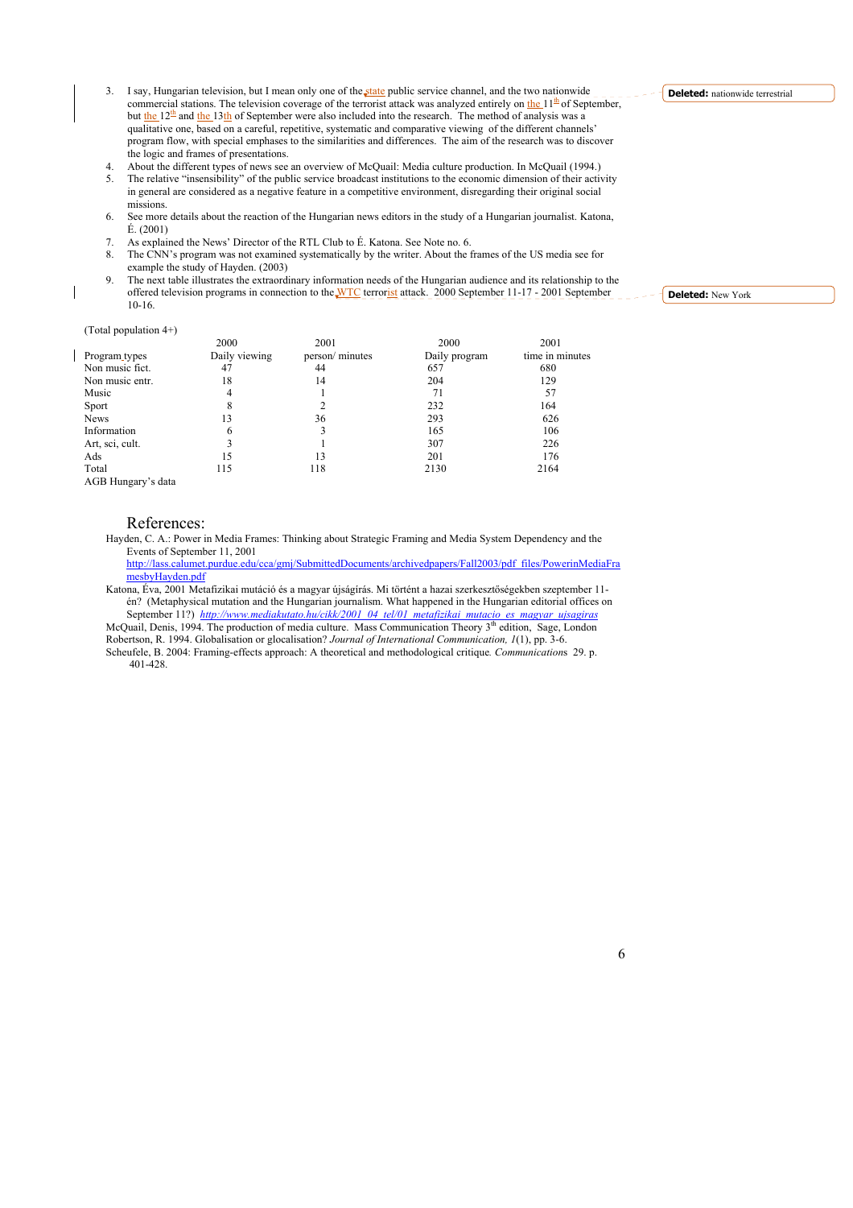3. I say, Hungarian television, but I mean only one of the state public service channel, and the two nationwide commercial stations. The television coverage of the terrorist attack was analyzed entirely on the 11[th] of September, but the 12[th] and the 13th of September were also included into the research. The method of analysis was a qualitative one, based on a careful, repetitive, systematic and comparative viewing of the different channels' program flow, with special emphases to the similarities and differences. The aim of the research was to discover the logic and frames of presentations.
4. About the different types of news see an overview of McQuail: Media culture production. In McQuail (1994.)
5. The relative "insensibility" of the public service broadcast institutions to the economic dimension of their activity in general are considered as a negative feature in a competitive environment, disregarding their original social missions.
6. See more details about the reaction of the Hungarian news editors in the study of a Hungarian journalist. Katona, É. (2001)
7. As explained the News' Director of the RTL Club to É. Katona. See Note no. 6.
8. The CNN's program was not examined systematically by the writer. About the frames of the US media see for example the study of Hayden. (2003)
9. The next table illustrates the extraordinary information needs of the Hungarian audience and its relationship to the offered television programs in connection to the WTC terrorist attack. 2000 September 11-17 - 2001 September 10-16.

(Total population 4+)

| | 2000 | 2001 | 2000 | 2001 |
|---|---|---|---|---|
| Program types | Daily viewing | person/ minutes | Daily program | time in minutes |
| Non music fict. | 47 | 44 | 657 | 680 |
| Non music entr. | 18 | 14 | 204 | 129 |
| Music | 4 | 1 | 71 | 57 |
| Sport | 8 | 2 | 232 | 164 |
| News | 13 | 36 | 293 | 626 |
| Information | 6 | 3 | 165 | 106 |
| Art, sci, cult. | 3 | 1 | 307 | 226 |
| Ads | 15 | 13 | 201 | 176 |
| Total | 115 | 118 | 2130 | 2164 |

AGB Hungary's data

## References:

Hayden, C. A.: Power in Media Frames: Thinking about Strategic Framing and Media System Dependency and the Events of September 11, 2001 http://lass.calumet.purdue.edu/cca/gmj/SubmittedDocuments/archivedpapers/Fall2003/pdf_files/PowerinMediaFramesbyHayden.pdf

Katona, Éva, 2001 Metafizikai mutáció és a magyar újságírás. Mi történt a hazai szerkesztőségekben szeptember 11-én? (Metaphysical mutation and the Hungarian journalism. What happened in the Hungarian editorial offices on September 11?) *http://www.mediakutato.hu/cikk/2001_04_tel/01_metafizikai_mutacio_es_magyar_ujsagiras*

McQuail, Denis, 1994. The production of media culture. Mass Communication Theory 3[th] edition, Sage, London

Robertson, R. 1994. Globalisation or glocalisation? *Journal of International Communication, 1*(1), pp. 3-6.

Scheufele, B. 2004: Framing-effects approach: A theoretical and methodological critique. *Communications* 29. p. 401-428.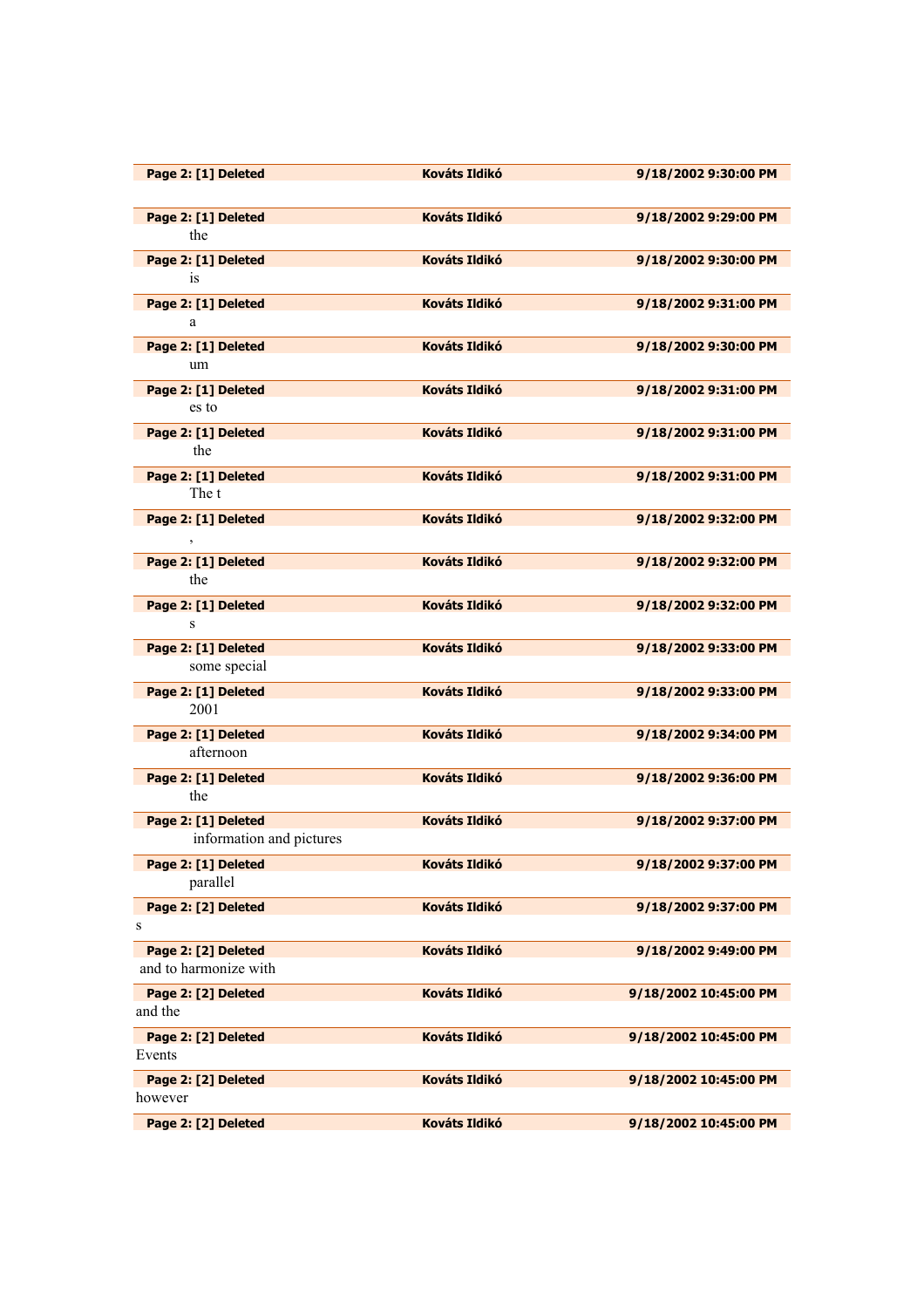| Page 2: [1] Deleted | Kováts Ildikó | 9/18/2002 9:30:00 PM |
|---|---|---|
| | | |
| **Page 2: [1] Deleted** | **Kováts Ildikó** | **9/18/2002 9:29:00 PM** |
| the | | |
| **Page 2: [1] Deleted** | **Kováts Ildikó** | **9/18/2002 9:30:00 PM** |
| is | | |
| **Page 2: [1] Deleted** | **Kováts Ildikó** | **9/18/2002 9:31:00 PM** |
| a | | |
| **Page 2: [1] Deleted** | **Kováts Ildikó** | **9/18/2002 9:30:00 PM** |
| um | | |
| **Page 2: [1] Deleted** | **Kováts Ildikó** | **9/18/2002 9:31:00 PM** |
| es to | | |
| **Page 2: [1] Deleted** | **Kováts Ildikó** | **9/18/2002 9:31:00 PM** |
| the | | |
| **Page 2: [1] Deleted** | **Kováts Ildikó** | **9/18/2002 9:31:00 PM** |
| The t | | |
| **Page 2: [1] Deleted** | **Kováts Ildikó** | **9/18/2002 9:32:00 PM** |
| , | | |
| **Page 2: [1] Deleted** | **Kováts Ildikó** | **9/18/2002 9:32:00 PM** |
| the | | |
| **Page 2: [1] Deleted** | **Kováts Ildikó** | **9/18/2002 9:32:00 PM** |
| s | | |
| **Page 2: [1] Deleted** | **Kováts Ildikó** | **9/18/2002 9:33:00 PM** |
| some special | | |
| **Page 2: [1] Deleted** | **Kováts Ildikó** | **9/18/2002 9:33:00 PM** |
| 2001 | | |
| **Page 2: [1] Deleted** | **Kováts Ildikó** | **9/18/2002 9:34:00 PM** |
| afternoon | | |
| **Page 2: [1] Deleted** | **Kováts Ildikó** | **9/18/2002 9:36:00 PM** |
| the | | |
| **Page 2: [1] Deleted** | **Kováts Ildikó** | **9/18/2002 9:37:00 PM** |
| information and pictures | | |
| **Page 2: [1] Deleted** | **Kováts Ildikó** | **9/18/2002 9:37:00 PM** |
| parallel | | |
| **Page 2: [2] Deleted** | **Kováts Ildikó** | **9/18/2002 9:37:00 PM** |
| s | | |
| **Page 2: [2] Deleted** | **Kováts Ildikó** | **9/18/2002 9:49:00 PM** |
| and to harmonize with | | |
| **Page 2: [2] Deleted** | **Kováts Ildikó** | **9/18/2002 10:45:00 PM** |
| and the | | |
| **Page 2: [2] Deleted** | **Kováts Ildikó** | **9/18/2002 10:45:00 PM** |
| Events | | |
| **Page 2: [2] Deleted** | **Kováts Ildikó** | **9/18/2002 10:45:00 PM** |
| however | | |
| **Page 2: [2] Deleted** | **Kováts Ildikó** | **9/18/2002 10:45:00 PM** |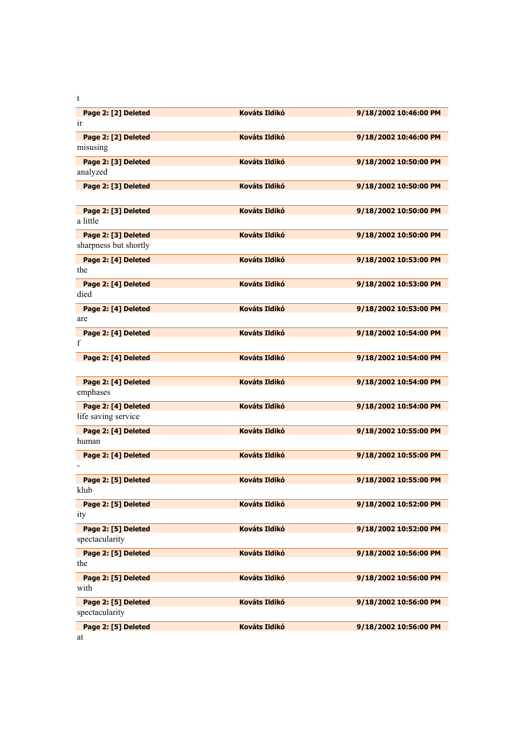t

| **Page 2: [2] Deleted** | **Kováts Ildikó** | **9/18/2002 10:46:00 PM** |
|---|---|---|

ir

| **Page 2: [2] Deleted** | **Kováts Ildikó** | **9/18/2002 10:46:00 PM** |
|---|---|---|

misusing

| **Page 2: [3] Deleted** | **Kováts Ildikó** | **9/18/2002 10:50:00 PM** |
|---|---|---|

analyzed

| **Page 2: [3] Deleted** | **Kováts Ildikó** | **9/18/2002 10:50:00 PM** |
|---|---|---|

| **Page 2: [3] Deleted** | **Kováts Ildikó** | **9/18/2002 10:50:00 PM** |
|---|---|---|

a little

| **Page 2: [3] Deleted** | **Kováts Ildikó** | **9/18/2002 10:50:00 PM** |
|---|---|---|

sharpness but shortly

| **Page 2: [4] Deleted** | **Kováts Ildikó** | **9/18/2002 10:53:00 PM** |
|---|---|---|

the

| **Page 2: [4] Deleted** | **Kováts Ildikó** | **9/18/2002 10:53:00 PM** |
|---|---|---|

died

| **Page 2: [4] Deleted** | **Kováts Ildikó** | **9/18/2002 10:53:00 PM** |
|---|---|---|

are

| **Page 2: [4] Deleted** | **Kováts Ildikó** | **9/18/2002 10:54:00 PM** |
|---|---|---|

f

| **Page 2: [4] Deleted** | **Kováts Ildikó** | **9/18/2002 10:54:00 PM** |
|---|---|---|

| **Page 2: [4] Deleted** | **Kováts Ildikó** | **9/18/2002 10:54:00 PM** |
|---|---|---|

emphases

| **Page 2: [4] Deleted** | **Kováts Ildikó** | **9/18/2002 10:54:00 PM** |
|---|---|---|

life saving service

| **Page 2: [4] Deleted** | **Kováts Ildikó** | **9/18/2002 10:55:00 PM** |
|---|---|---|

human

| **Page 2: [4] Deleted** | **Kováts Ildikó** | **9/18/2002 10:55:00 PM** |
|---|---|---|

-

| **Page 2: [5] Deleted** | **Kováts Ildikó** | **9/18/2002 10:55:00 PM** |
|---|---|---|

klub

| **Page 2: [5] Deleted** | **Kováts Ildikó** | **9/18/2002 10:52:00 PM** |
|---|---|---|

ity

| **Page 2: [5] Deleted** | **Kováts Ildikó** | **9/18/2002 10:52:00 PM** |
|---|---|---|

spectacularity

| **Page 2: [5] Deleted** | **Kováts Ildikó** | **9/18/2002 10:56:00 PM** |
|---|---|---|

the

| **Page 2: [5] Deleted** | **Kováts Ildikó** | **9/18/2002 10:56:00 PM** |
|---|---|---|

with

| **Page 2: [5] Deleted** | **Kováts Ildikó** | **9/18/2002 10:56:00 PM** |
|---|---|---|

spectacularity

| **Page 2: [5] Deleted** | **Kováts Ildikó** | **9/18/2002 10:56:00 PM** |
|---|---|---|

at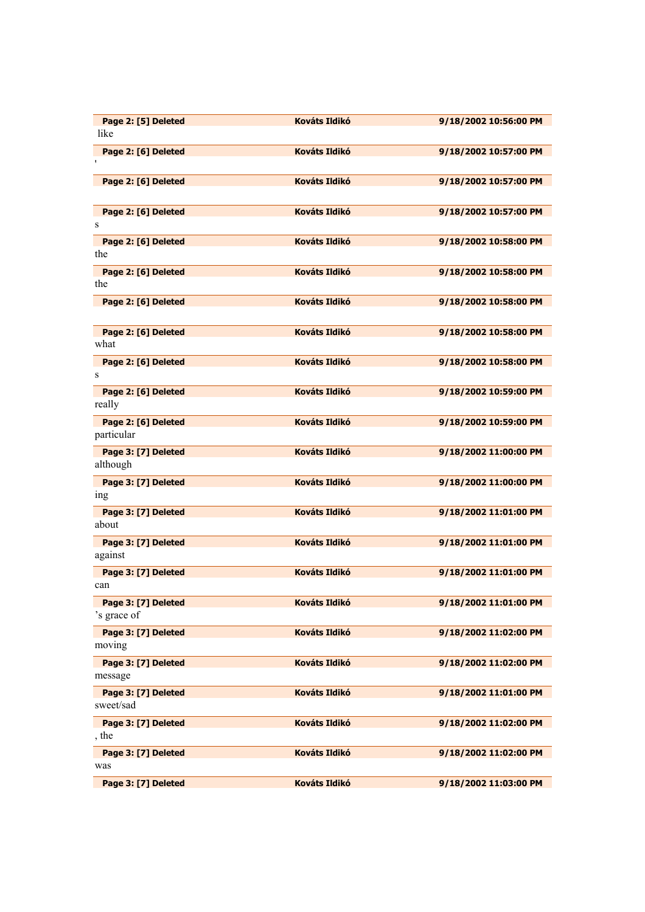| Page 2: [5] Deleted | Kováts Ildikó | 9/18/2002 10:56:00 PM |
|---|---|---|

like

| Page 2: [6] Deleted | Kováts Ildikó | 9/18/2002 10:57:00 PM |
|---|---|---|

'

| Page 2: [6] Deleted | Kováts Ildikó | 9/18/2002 10:57:00 PM |
|---|---|---|

| Page 2: [6] Deleted | Kováts Ildikó | 9/18/2002 10:57:00 PM |
|---|---|---|

s

| Page 2: [6] Deleted | Kováts Ildikó | 9/18/2002 10:58:00 PM |
|---|---|---|

the

| Page 2: [6] Deleted | Kováts Ildikó | 9/18/2002 10:58:00 PM |
|---|---|---|

the

| Page 2: [6] Deleted | Kováts Ildikó | 9/18/2002 10:58:00 PM |
|---|---|---|

| Page 2: [6] Deleted | Kováts Ildikó | 9/18/2002 10:58:00 PM |
|---|---|---|

what

| Page 2: [6] Deleted | Kováts Ildikó | 9/18/2002 10:58:00 PM |
|---|---|---|

s

| Page 2: [6] Deleted | Kováts Ildikó | 9/18/2002 10:59:00 PM |
|---|---|---|

really

| Page 2: [6] Deleted | Kováts Ildikó | 9/18/2002 10:59:00 PM |
|---|---|---|

particular

| Page 3: [7] Deleted | Kováts Ildikó | 9/18/2002 11:00:00 PM |
|---|---|---|

although

| Page 3: [7] Deleted | Kováts Ildikó | 9/18/2002 11:00:00 PM |
|---|---|---|

ing

| Page 3: [7] Deleted | Kováts Ildikó | 9/18/2002 11:01:00 PM |
|---|---|---|

about

| Page 3: [7] Deleted | Kováts Ildikó | 9/18/2002 11:01:00 PM |
|---|---|---|

against

| Page 3: [7] Deleted | Kováts Ildikó | 9/18/2002 11:01:00 PM |
|---|---|---|

can

| Page 3: [7] Deleted | Kováts Ildikó | 9/18/2002 11:01:00 PM |
|---|---|---|

's grace of

| Page 3: [7] Deleted | Kováts Ildikó | 9/18/2002 11:02:00 PM |
|---|---|---|

moving

| Page 3: [7] Deleted | Kováts Ildikó | 9/18/2002 11:02:00 PM |
|---|---|---|

message

| Page 3: [7] Deleted | Kováts Ildikó | 9/18/2002 11:01:00 PM |
|---|---|---|

sweet/sad

| Page 3: [7] Deleted | Kováts Ildikó | 9/18/2002 11:02:00 PM |
|---|---|---|

, the

| Page 3: [7] Deleted | Kováts Ildikó | 9/18/2002 11:02:00 PM |
|---|---|---|

was

| Page 3: [7] Deleted | Kováts Ildikó | 9/18/2002 11:03:00 PM |
|---|---|---|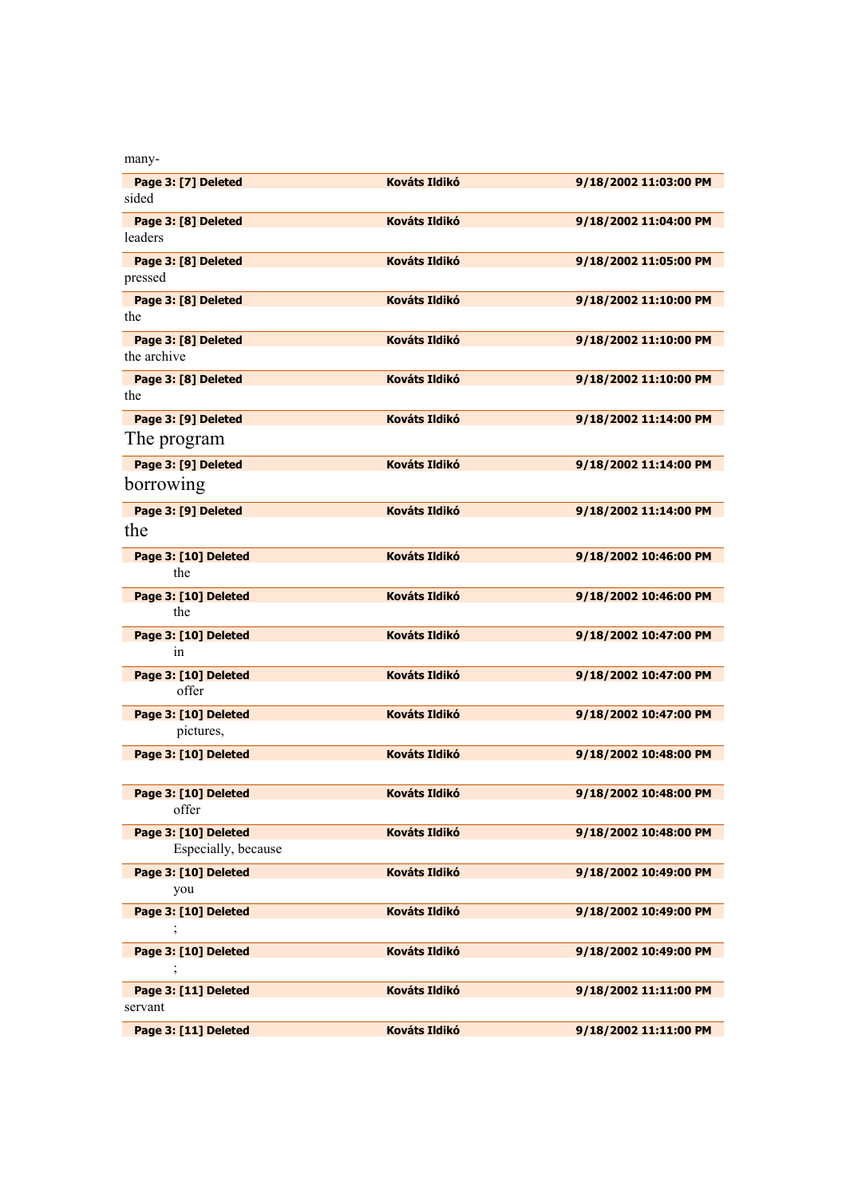many-

| Page 3: [7] Deleted | Kováts Ildikó | 9/18/2002 11:03:00 PM |
|---|---|---|

sided

| Page 3: [8] Deleted | Kováts Ildikó | 9/18/2002 11:04:00 PM |
|---|---|---|

leaders

| Page 3: [8] Deleted | Kováts Ildikó | 9/18/2002 11:05:00 PM |
|---|---|---|

pressed

| Page 3: [8] Deleted | Kováts Ildikó | 9/18/2002 11:10:00 PM |
|---|---|---|

the

| Page 3: [8] Deleted | Kováts Ildikó | 9/18/2002 11:10:00 PM |
|---|---|---|

the archive

| Page 3: [8] Deleted | Kováts Ildikó | 9/18/2002 11:10:00 PM |
|---|---|---|

the

| Page 3: [9] Deleted | Kováts Ildikó | 9/18/2002 11:14:00 PM |
|---|---|---|

The program

| Page 3: [9] Deleted | Kováts Ildikó | 9/18/2002 11:14:00 PM |
|---|---|---|

borrowing

| Page 3: [9] Deleted | Kováts Ildikó | 9/18/2002 11:14:00 PM |
|---|---|---|

the

| Page 3: [10] Deleted | Kováts Ildikó | 9/18/2002 10:46:00 PM |
|---|---|---|

the

| Page 3: [10] Deleted | Kováts Ildikó | 9/18/2002 10:46:00 PM |
|---|---|---|

the

| Page 3: [10] Deleted | Kováts Ildikó | 9/18/2002 10:47:00 PM |
|---|---|---|

in

| Page 3: [10] Deleted | Kováts Ildikó | 9/18/2002 10:47:00 PM |
|---|---|---|

offer

| Page 3: [10] Deleted | Kováts Ildikó | 9/18/2002 10:47:00 PM |
|---|---|---|

pictures,

| Page 3: [10] Deleted | Kováts Ildikó | 9/18/2002 10:48:00 PM |
|---|---|---|

| Page 3: [10] Deleted | Kováts Ildikó | 9/18/2002 10:48:00 PM |
|---|---|---|

offer

| Page 3: [10] Deleted | Kováts Ildikó | 9/18/2002 10:48:00 PM |
|---|---|---|

Especially, because

| Page 3: [10] Deleted | Kováts Ildikó | 9/18/2002 10:49:00 PM |
|---|---|---|

you

| Page 3: [10] Deleted | Kováts Ildikó | 9/18/2002 10:49:00 PM |
|---|---|---|

;

| Page 3: [10] Deleted | Kováts Ildikó | 9/18/2002 10:49:00 PM |
|---|---|---|

;

| Page 3: [11] Deleted | Kováts Ildikó | 9/18/2002 11:11:00 PM |
|---|---|---|

servant

| Page 3: [11] Deleted | Kováts Ildikó | 9/18/2002 11:11:00 PM |
|---|---|---|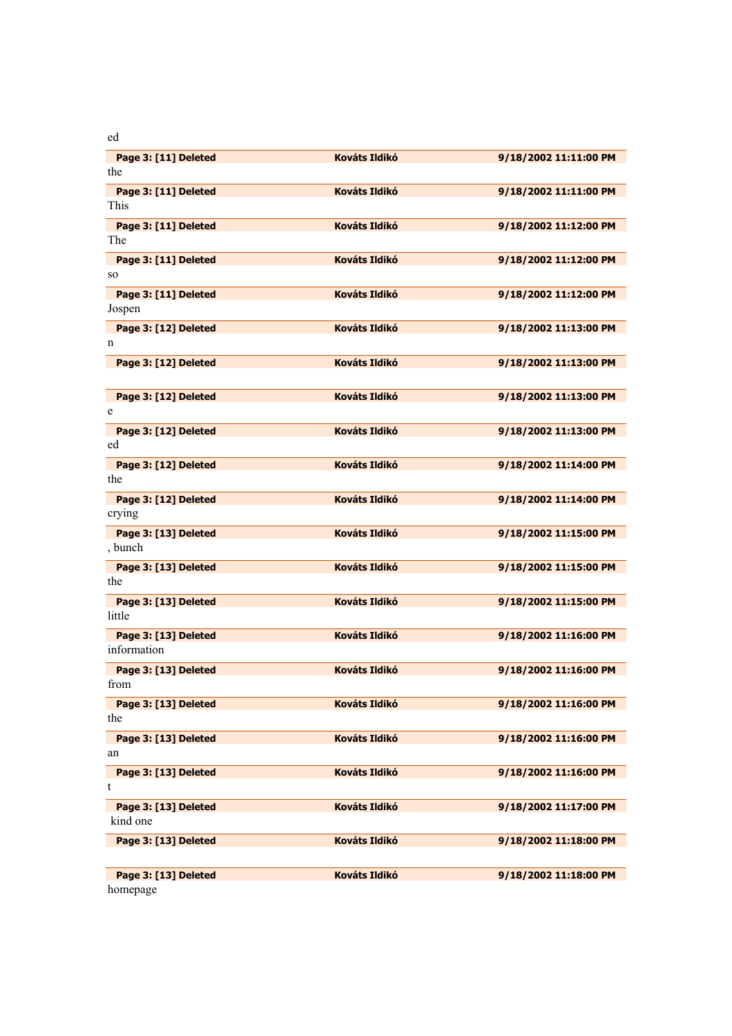ed

| Page 3: [11] Deleted | Kováts Ildikó | 9/18/2002 11:11:00 PM |
|---|---|---|

the

| Page 3: [11] Deleted | Kováts Ildikó | 9/18/2002 11:11:00 PM |
|---|---|---|

This

| Page 3: [11] Deleted | Kováts Ildikó | 9/18/2002 11:12:00 PM |
|---|---|---|

The

| Page 3: [11] Deleted | Kováts Ildikó | 9/18/2002 11:12:00 PM |
|---|---|---|

so

| Page 3: [11] Deleted | Kováts Ildikó | 9/18/2002 11:12:00 PM |
|---|---|---|

Jospen

| Page 3: [12] Deleted | Kováts Ildikó | 9/18/2002 11:13:00 PM |
|---|---|---|

n

| Page 3: [12] Deleted | Kováts Ildikó | 9/18/2002 11:13:00 PM |
|---|---|---|

| Page 3: [12] Deleted | Kováts Ildikó | 9/18/2002 11:13:00 PM |
|---|---|---|

e

| Page 3: [12] Deleted | Kováts Ildikó | 9/18/2002 11:13:00 PM |
|---|---|---|

ed

| Page 3: [12] Deleted | Kováts Ildikó | 9/18/2002 11:14:00 PM |
|---|---|---|

the

| Page 3: [12] Deleted | Kováts Ildikó | 9/18/2002 11:14:00 PM |
|---|---|---|

crying

| Page 3: [13] Deleted | Kováts Ildikó | 9/18/2002 11:15:00 PM |
|---|---|---|

, bunch

| Page 3: [13] Deleted | Kováts Ildikó | 9/18/2002 11:15:00 PM |
|---|---|---|

the

| Page 3: [13] Deleted | Kováts Ildikó | 9/18/2002 11:15:00 PM |
|---|---|---|

little

| Page 3: [13] Deleted | Kováts Ildikó | 9/18/2002 11:16:00 PM |
|---|---|---|

information

| Page 3: [13] Deleted | Kováts Ildikó | 9/18/2002 11:16:00 PM |
|---|---|---|

from

| Page 3: [13] Deleted | Kováts Ildikó | 9/18/2002 11:16:00 PM |
|---|---|---|

the

| Page 3: [13] Deleted | Kováts Ildikó | 9/18/2002 11:16:00 PM |
|---|---|---|

an

| Page 3: [13] Deleted | Kováts Ildikó | 9/18/2002 11:16:00 PM |
|---|---|---|

t

| Page 3: [13] Deleted | Kováts Ildikó | 9/18/2002 11:17:00 PM |
|---|---|---|

kind one

| Page 3: [13] Deleted | Kováts Ildikó | 9/18/2002 11:18:00 PM |
|---|---|---|

| Page 3: [13] Deleted | Kováts Ildikó | 9/18/2002 11:18:00 PM |
|---|---|---|

homepage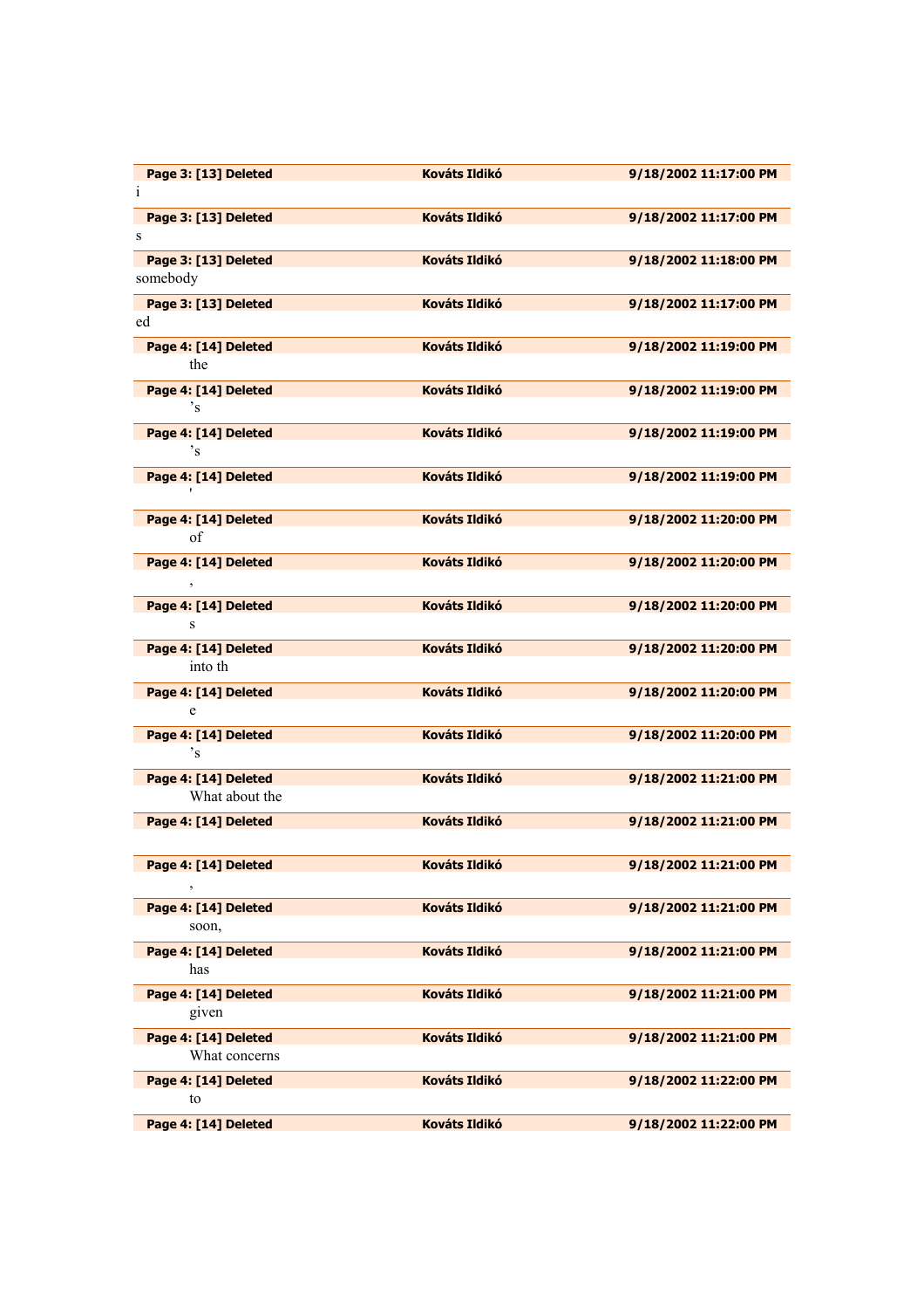| Page 3: [13] Deleted | Kováts Ildikó | 9/18/2002 11:17:00 PM |
|---|---|---|

i

| Page 3: [13] Deleted | Kováts Ildikó | 9/18/2002 11:17:00 PM |
|---|---|---|

s

| Page 3: [13] Deleted | Kováts Ildikó | 9/18/2002 11:18:00 PM |
|---|---|---|

somebody

| Page 3: [13] Deleted | Kováts Ildikó | 9/18/2002 11:17:00 PM |
|---|---|---|

ed

| Page 4: [14] Deleted | Kováts Ildikó | 9/18/2002 11:19:00 PM |
|---|---|---|

the

| Page 4: [14] Deleted | Kováts Ildikó | 9/18/2002 11:19:00 PM |
|---|---|---|

’s

| Page 4: [14] Deleted | Kováts Ildikó | 9/18/2002 11:19:00 PM |
|---|---|---|

’s

| Page 4: [14] Deleted | Kováts Ildikó | 9/18/2002 11:19:00 PM |
|---|---|---|

'

| Page 4: [14] Deleted | Kováts Ildikó | 9/18/2002 11:20:00 PM |
|---|---|---|

of

| Page 4: [14] Deleted | Kováts Ildikó | 9/18/2002 11:20:00 PM |
|---|---|---|

,

| Page 4: [14] Deleted | Kováts Ildikó | 9/18/2002 11:20:00 PM |
|---|---|---|

s

| Page 4: [14] Deleted | Kováts Ildikó | 9/18/2002 11:20:00 PM |
|---|---|---|

into th

| Page 4: [14] Deleted | Kováts Ildikó | 9/18/2002 11:20:00 PM |
|---|---|---|

e

| Page 4: [14] Deleted | Kováts Ildikó | 9/18/2002 11:20:00 PM |
|---|---|---|

’s

| Page 4: [14] Deleted | Kováts Ildikó | 9/18/2002 11:21:00 PM |
|---|---|---|

What about the

| Page 4: [14] Deleted | Kováts Ildikó | 9/18/2002 11:21:00 PM |
|---|---|---|

| Page 4: [14] Deleted | Kováts Ildikó | 9/18/2002 11:21:00 PM |
|---|---|---|

,

| Page 4: [14] Deleted | Kováts Ildikó | 9/18/2002 11:21:00 PM |
|---|---|---|

soon,

| Page 4: [14] Deleted | Kováts Ildikó | 9/18/2002 11:21:00 PM |
|---|---|---|

has

| Page 4: [14] Deleted | Kováts Ildikó | 9/18/2002 11:21:00 PM |
|---|---|---|

given

| Page 4: [14] Deleted | Kováts Ildikó | 9/18/2002 11:21:00 PM |
|---|---|---|

What concerns

| Page 4: [14] Deleted | Kováts Ildikó | 9/18/2002 11:22:00 PM |
|---|---|---|

to

| Page 4: [14] Deleted | Kováts Ildikó | 9/18/2002 11:22:00 PM |
|---|---|---|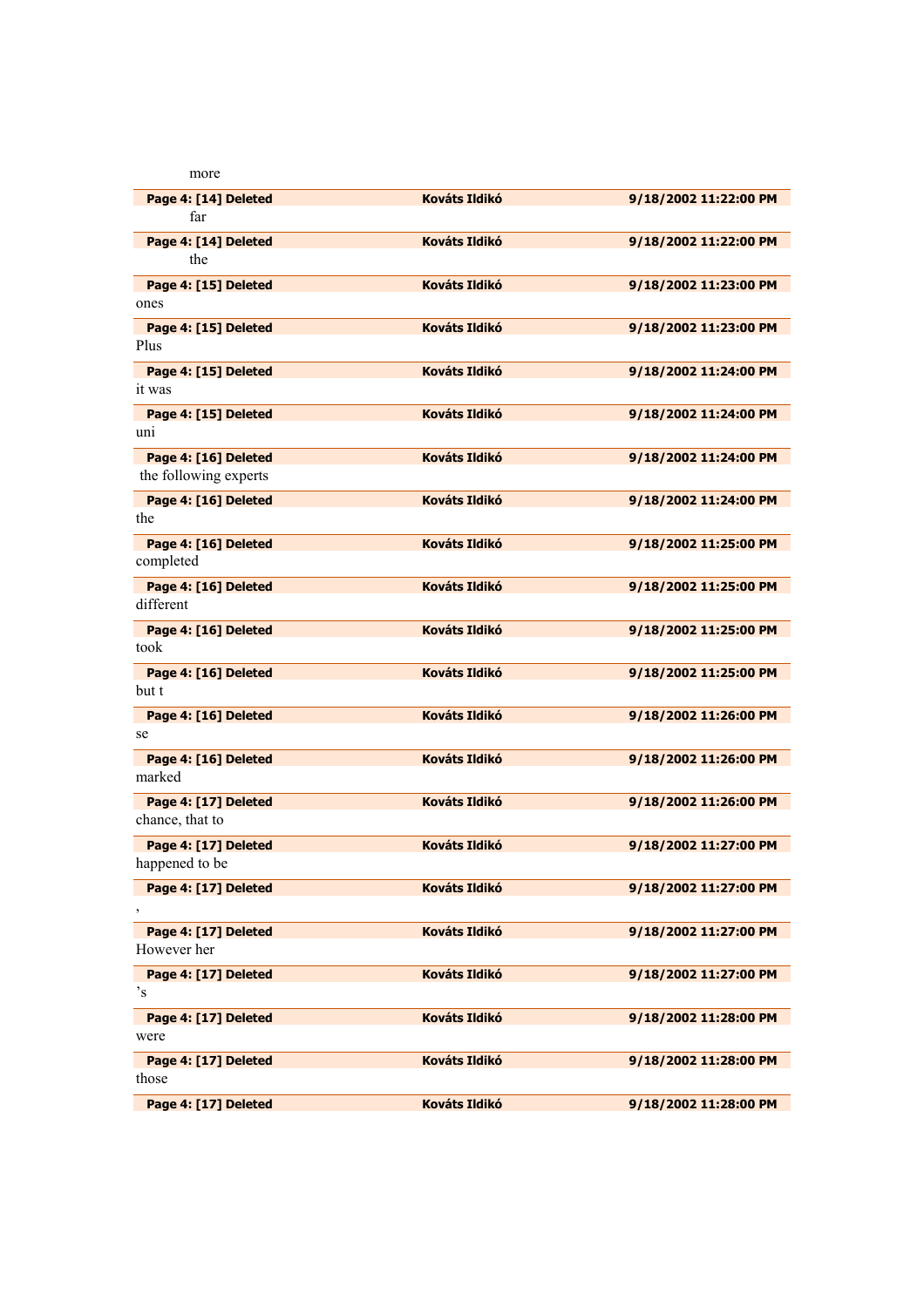more

| Page 4: [14] Deleted | Kováts Ildikó | 9/18/2002 11:22:00 PM |
|---|---|---|

far

| Page 4: [14] Deleted | Kováts Ildikó | 9/18/2002 11:22:00 PM |
|---|---|---|

the

| Page 4: [15] Deleted | Kováts Ildikó | 9/18/2002 11:23:00 PM |
|---|---|---|

ones

| Page 4: [15] Deleted | Kováts Ildikó | 9/18/2002 11:23:00 PM |
|---|---|---|

Plus

| Page 4: [15] Deleted | Kováts Ildikó | 9/18/2002 11:24:00 PM |
|---|---|---|

it was

| Page 4: [15] Deleted | Kováts Ildikó | 9/18/2002 11:24:00 PM |
|---|---|---|

uni

| Page 4: [16] Deleted | Kováts Ildikó | 9/18/2002 11:24:00 PM |
|---|---|---|

the following experts

| Page 4: [16] Deleted | Kováts Ildikó | 9/18/2002 11:24:00 PM |
|---|---|---|

the

| Page 4: [16] Deleted | Kováts Ildikó | 9/18/2002 11:25:00 PM |
|---|---|---|

completed

| Page 4: [16] Deleted | Kováts Ildikó | 9/18/2002 11:25:00 PM |
|---|---|---|

different

| Page 4: [16] Deleted | Kováts Ildikó | 9/18/2002 11:25:00 PM |
|---|---|---|

took

| Page 4: [16] Deleted | Kováts Ildikó | 9/18/2002 11:25:00 PM |
|---|---|---|

but t

| Page 4: [16] Deleted | Kováts Ildikó | 9/18/2002 11:26:00 PM |
|---|---|---|

se

| Page 4: [16] Deleted | Kováts Ildikó | 9/18/2002 11:26:00 PM |
|---|---|---|

marked

| Page 4: [17] Deleted | Kováts Ildikó | 9/18/2002 11:26:00 PM |
|---|---|---|

chance, that to

| Page 4: [17] Deleted | Kováts Ildikó | 9/18/2002 11:27:00 PM |
|---|---|---|

happened to be

| Page 4: [17] Deleted | Kováts Ildikó | 9/18/2002 11:27:00 PM |
|---|---|---|

,

| Page 4: [17] Deleted | Kováts Ildikó | 9/18/2002 11:27:00 PM |
|---|---|---|

However her

| Page 4: [17] Deleted | Kováts Ildikó | 9/18/2002 11:27:00 PM |
|---|---|---|

’s

| Page 4: [17] Deleted | Kováts Ildikó | 9/18/2002 11:28:00 PM |
|---|---|---|

were

| Page 4: [17] Deleted | Kováts Ildikó | 9/18/2002 11:28:00 PM |
|---|---|---|

those

| Page 4: [17] Deleted | Kováts Ildikó | 9/18/2002 11:28:00 PM |
|---|---|---|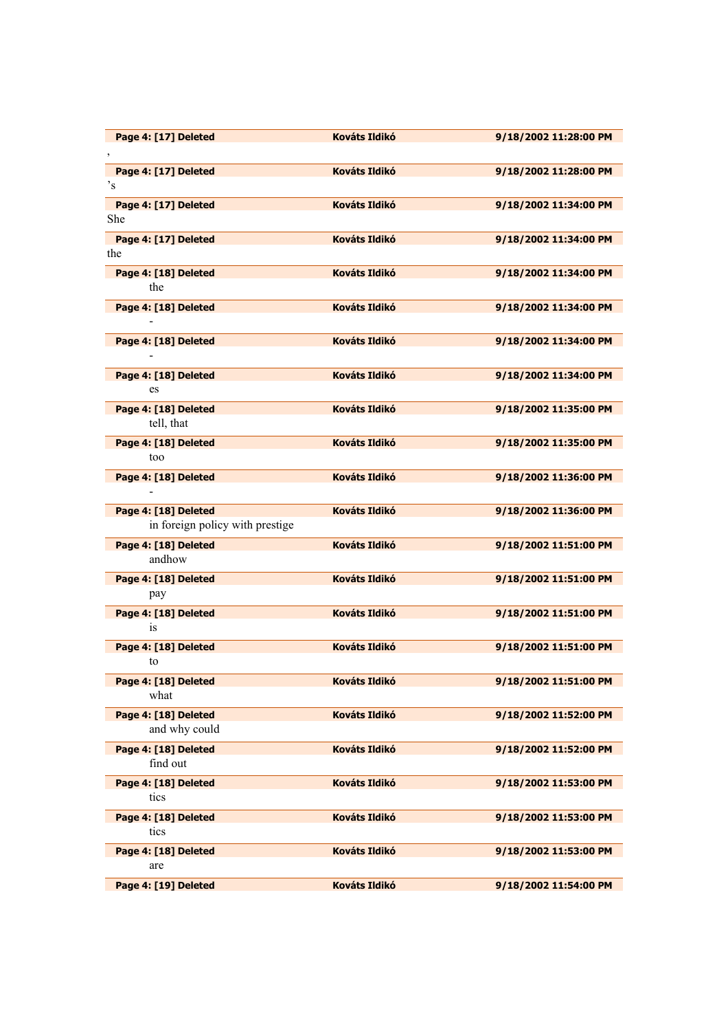| Page 4: [17] Deleted | Kováts Ildikó | 9/18/2002 11:28:00 PM |
|---|---|---|
| , | | |
| Page 4: [17] Deleted | Kováts Ildikó | 9/18/2002 11:28:00 PM |
| ’s | | |
| Page 4: [17] Deleted | Kováts Ildikó | 9/18/2002 11:34:00 PM |
| She | | |
| Page 4: [17] Deleted | Kováts Ildikó | 9/18/2002 11:34:00 PM |
| the | | |
| Page 4: [18] Deleted | Kováts Ildikó | 9/18/2002 11:34:00 PM |
| the | | |
| Page 4: [18] Deleted | Kováts Ildikó | 9/18/2002 11:34:00 PM |
| - | | |
| Page 4: [18] Deleted | Kováts Ildikó | 9/18/2002 11:34:00 PM |
| - | | |
| Page 4: [18] Deleted | Kováts Ildikó | 9/18/2002 11:34:00 PM |
| es | | |
| Page 4: [18] Deleted | Kováts Ildikó | 9/18/2002 11:35:00 PM |
| tell, that | | |
| Page 4: [18] Deleted | Kováts Ildikó | 9/18/2002 11:35:00 PM |
| too | | |
| Page 4: [18] Deleted | Kováts Ildikó | 9/18/2002 11:36:00 PM |
| - | | |
| Page 4: [18] Deleted | Kováts Ildikó | 9/18/2002 11:36:00 PM |
| in foreign policy with prestige | | |
| Page 4: [18] Deleted | Kováts Ildikó | 9/18/2002 11:51:00 PM |
| andhow | | |
| Page 4: [18] Deleted | Kováts Ildikó | 9/18/2002 11:51:00 PM |
| pay | | |
| Page 4: [18] Deleted | Kováts Ildikó | 9/18/2002 11:51:00 PM |
| is | | |
| Page 4: [18] Deleted | Kováts Ildikó | 9/18/2002 11:51:00 PM |
| to | | |
| Page 4: [18] Deleted | Kováts Ildikó | 9/18/2002 11:51:00 PM |
| what | | |
| Page 4: [18] Deleted | Kováts Ildikó | 9/18/2002 11:52:00 PM |
| and why could | | |
| Page 4: [18] Deleted | Kováts Ildikó | 9/18/2002 11:52:00 PM |
| find out | | |
| Page 4: [18] Deleted | Kováts Ildikó | 9/18/2002 11:53:00 PM |
| tics | | |
| Page 4: [18] Deleted | Kováts Ildikó | 9/18/2002 11:53:00 PM |
| tics | | |
| Page 4: [18] Deleted | Kováts Ildikó | 9/18/2002 11:53:00 PM |
| are | | |
| Page 4: [19] Deleted | Kováts Ildikó | 9/18/2002 11:54:00 PM |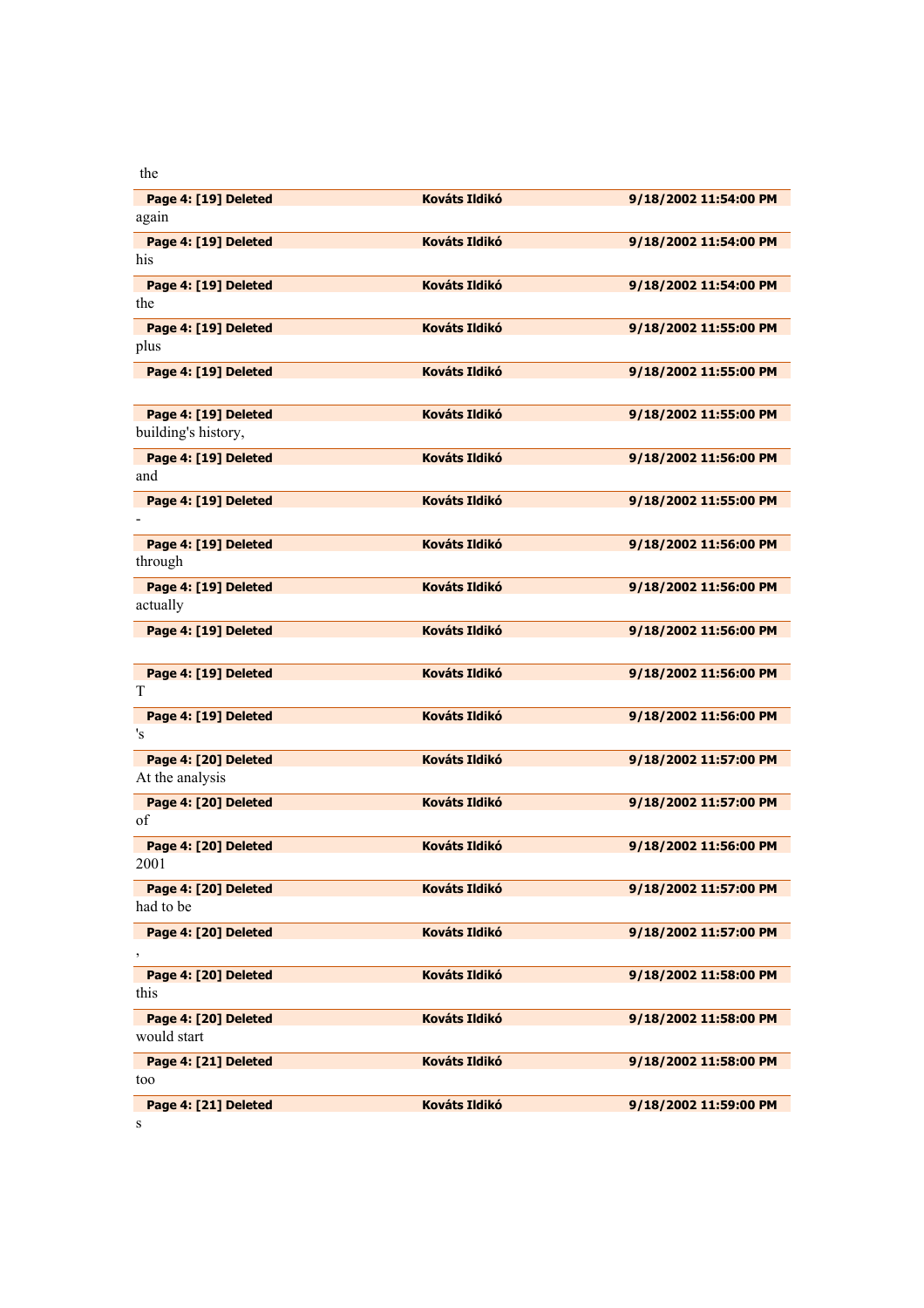the

| Page 4: [19] Deleted | Kováts Ildikó | 9/18/2002 11:54:00 PM |
|---|---|---|

again

| Page 4: [19] Deleted | Kováts Ildikó | 9/18/2002 11:54:00 PM |
|---|---|---|

his

| Page 4: [19] Deleted | Kováts Ildikó | 9/18/2002 11:54:00 PM |
|---|---|---|

the

| Page 4: [19] Deleted | Kováts Ildikó | 9/18/2002 11:55:00 PM |
|---|---|---|

plus

| Page 4: [19] Deleted | Kováts Ildikó | 9/18/2002 11:55:00 PM |
|---|---|---|

| Page 4: [19] Deleted | Kováts Ildikó | 9/18/2002 11:55:00 PM |
|---|---|---|

building's history,

| Page 4: [19] Deleted | Kováts Ildikó | 9/18/2002 11:56:00 PM |
|---|---|---|

and

| Page 4: [19] Deleted | Kováts Ildikó | 9/18/2002 11:55:00 PM |
|---|---|---|

-

| Page 4: [19] Deleted | Kováts Ildikó | 9/18/2002 11:56:00 PM |
|---|---|---|

through

| Page 4: [19] Deleted | Kováts Ildikó | 9/18/2002 11:56:00 PM |
|---|---|---|

actually

| Page 4: [19] Deleted | Kováts Ildikó | 9/18/2002 11:56:00 PM |
|---|---|---|

| Page 4: [19] Deleted | Kováts Ildikó | 9/18/2002 11:56:00 PM |
|---|---|---|

T

| Page 4: [19] Deleted | Kováts Ildikó | 9/18/2002 11:56:00 PM |
|---|---|---|

's

| Page 4: [20] Deleted | Kováts Ildikó | 9/18/2002 11:57:00 PM |
|---|---|---|

At the analysis

| Page 4: [20] Deleted | Kováts Ildikó | 9/18/2002 11:57:00 PM |
|---|---|---|

of

| Page 4: [20] Deleted | Kováts Ildikó | 9/18/2002 11:56:00 PM |
|---|---|---|

2001

| Page 4: [20] Deleted | Kováts Ildikó | 9/18/2002 11:57:00 PM |
|---|---|---|

had to be

| Page 4: [20] Deleted | Kováts Ildikó | 9/18/2002 11:57:00 PM |
|---|---|---|

,

| Page 4: [20] Deleted | Kováts Ildikó | 9/18/2002 11:58:00 PM |
|---|---|---|

this

| Page 4: [20] Deleted | Kováts Ildikó | 9/18/2002 11:58:00 PM |
|---|---|---|

would start

| Page 4: [21] Deleted | Kováts Ildikó | 9/18/2002 11:58:00 PM |
|---|---|---|

too

| Page 4: [21] Deleted | Kováts Ildikó | 9/18/2002 11:59:00 PM |
|---|---|---|

s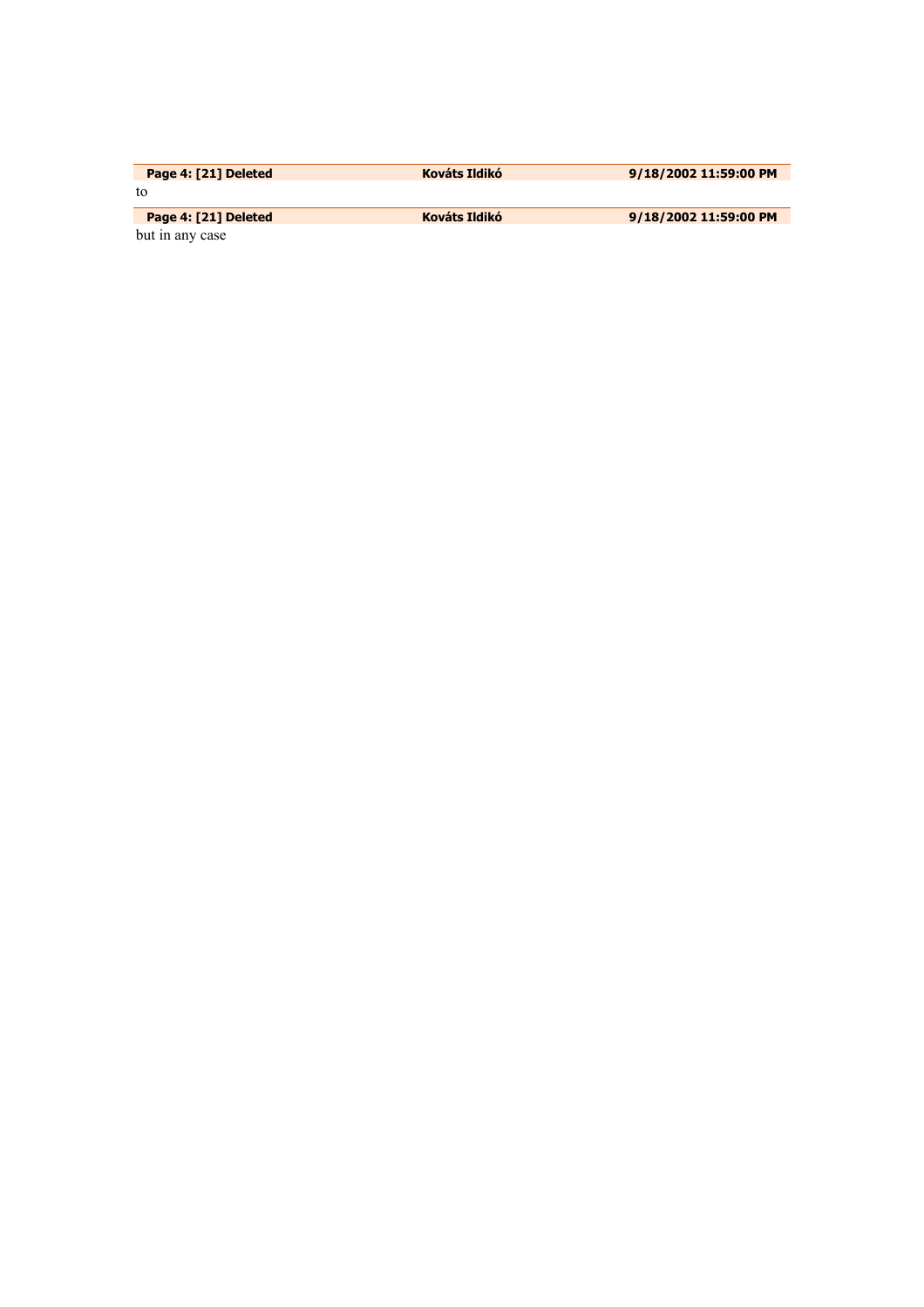| Page 4: [21] Deleted | Kováts Ildikó | 9/18/2002 11:59:00 PM |
|---|---|---|

to

| Page 4: [21] Deleted | Kováts Ildikó | 9/18/2002 11:59:00 PM |
|---|---|---|

but in any case